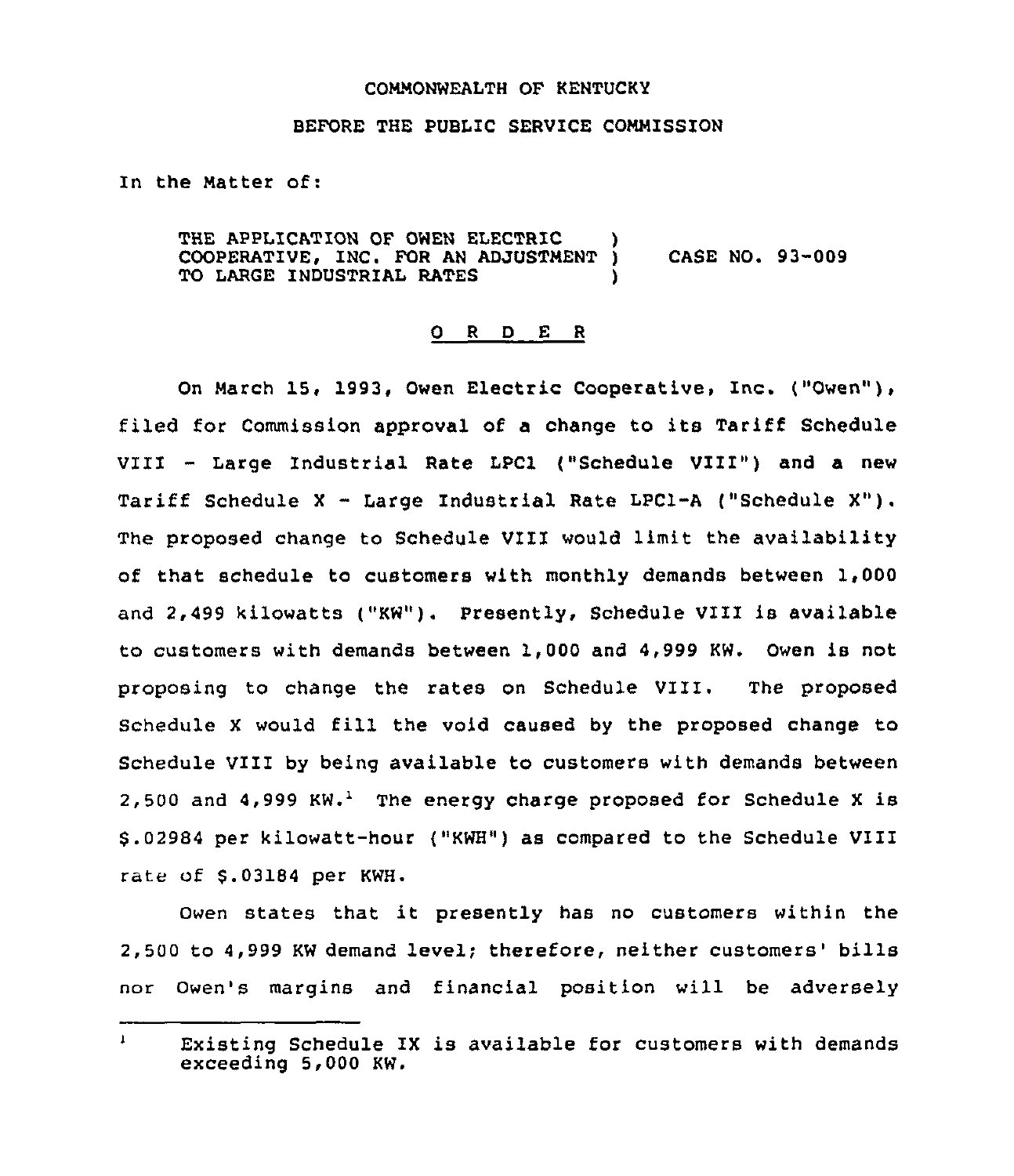COMMONWEALTH OF KENTUCKY

BEFORE THE PUBLIC SERVICE COMMISSION

In the Matter of:

THE APPLICATION OF OWEN ELECTRIC COOPERATIVE, INC. FOR AN ADJUSTMENT TO LARGE INDUSTRIAL RATES ) CASE NO. 93-009

## O R D E R

On March 15, 1993, Owen Electric Cooperative, Inc. ("Owen"), filed for Commission approval of a change to its Tariff Schedule VIII - Large Industrial Rate LPC1 ("Schedule VIII") and a new Tariff Schedule X - Large Industrial Rate LPC1-A ("Schedule X"). The proposed change to Schedule VIII would limit the availability of that schedule to customers with monthly demands between 1,000 and 2,499 kilowatts ("KW"). Presently, Schedule VIII is available to customers with demands between 1,000 and 4,999 KW. Owen is not proposing to change the rates on Schedule VIII. The proposed Schedule X would fill the void caused by the proposed change to Schedule VIII by being available to customers with demands between 2,500 and 4,999 KW.[1] The energy charge proposed for Schedule X is $.02984 per kilowatt-hour ("KWH") as compared to the Schedule VIII rate of $.03184 per KWH.

Owen states that it presently has no customers within the 2,500 to 4,999 KW demand level; therefore, neither customers' bills nor Owen's margins and financial position will be adversely

[1] Existing Schedule IX is available for customers with demands exceeding 5,000 KW.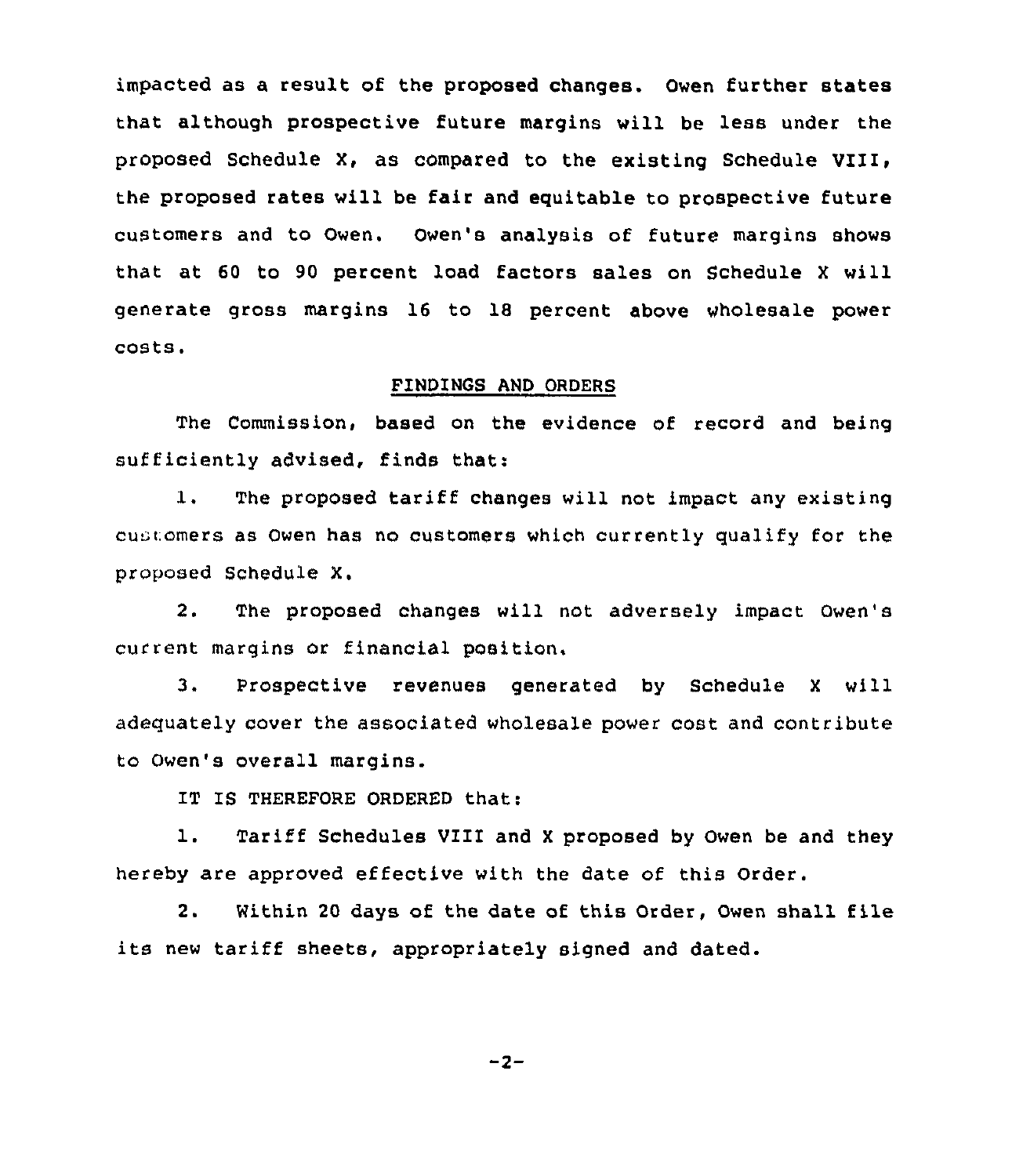impacted as a result of the proposed changes. Owen further states that although prospective future margins will be less under the proposed Schedule X, as compared to the existing Schedule VIII, the proposed rates will be fair and equitable to prospective future customers and to Owen. Owen's analysis of future margins shows that at 60 to 90 percent load factors sales on Schedule X will generate gross margins 16 to 18 percent above wholesale power costs.

## FINDINGS AND ORDERS

The Commission, based on the evidence of record and being sufficiently advised, finds that:

1. The proposed tariff changes will not impact any existing customers as Owen has no customers which currently qualify for the proposed Schedule X.

2. The proposed changes will not adversely impact Owen's current margins or financial position.

3. Prospective revenues generated by Schedule X will adequately cover the associated wholesale power cost and contribute to Owen's overall margins.

IT IS THEREFORE ORDERED that:

1. Tariff Schedules VIII and X proposed by Owen be and they hereby are approved effective with the date of this Order.

2. Within 20 days of the date of this Order, Owen shall file its new tariff sheets, appropriately signed and dated.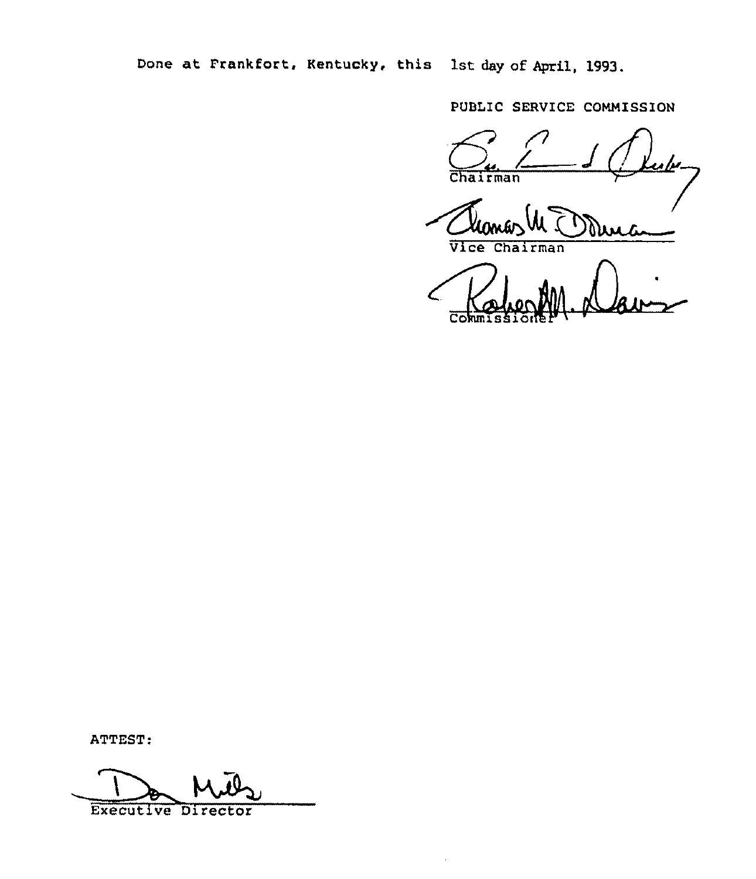Done at Frankfort, Kentucky, this 1st day of April, 1993.

PUBLIC SERVICE COMMISSION

Chairman

Vice Chairman

Commissioner

ATTEST:

Executive Director